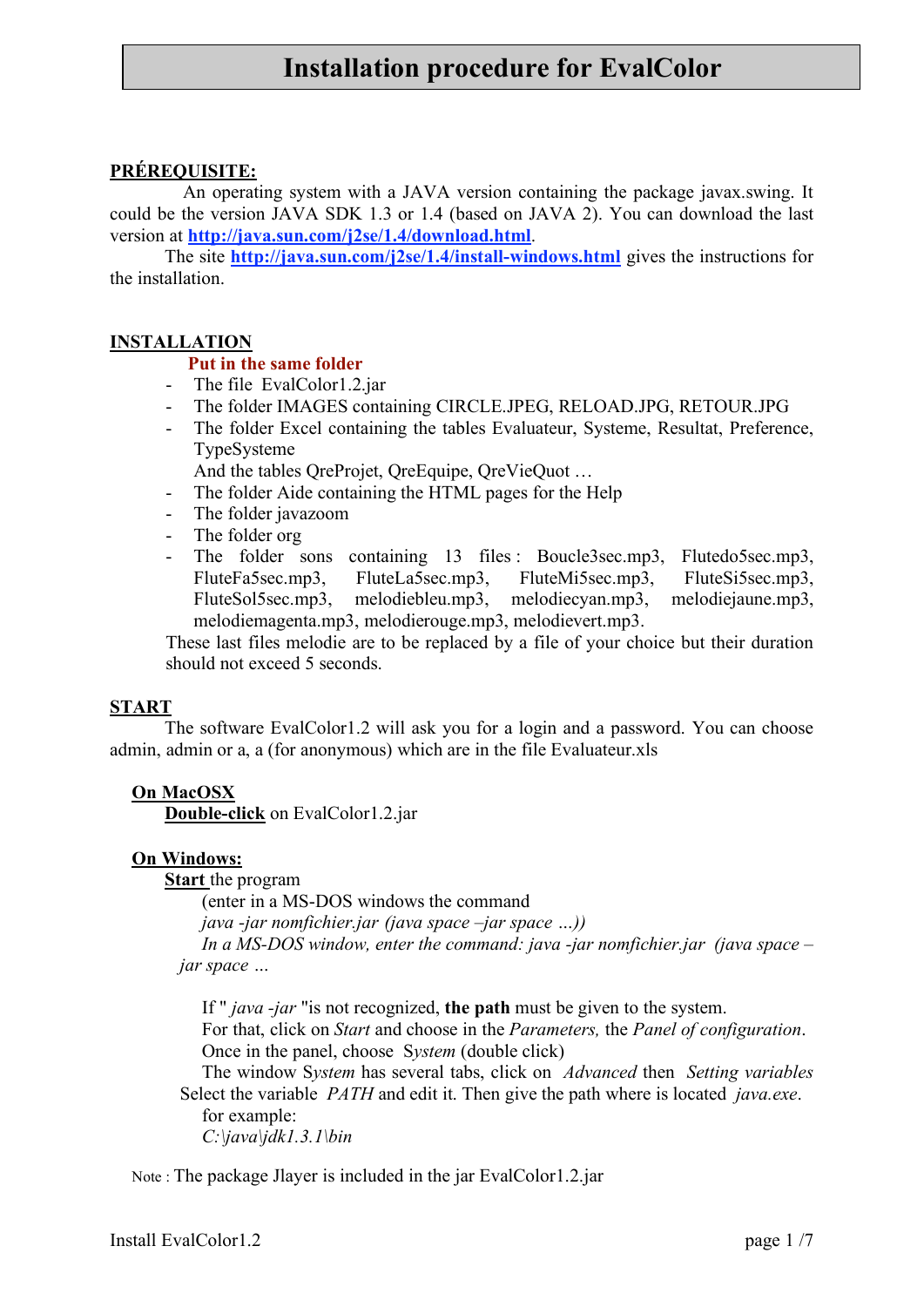# Installation procedure for EvalColor

**PRÉREQUISITE:**

An operating system with a JAVA version containing the package javax.swing. It could be the version JAVA SDK 1.3 or 1.4 (based on JAVA 2). You can download the last version at **http://java.sun.com/j2se/1.4/download.html**.

The site **http://java.sun.com/j2se/1.4/install-windows.html** gives the instructions for the installation.

**INSTALLATION**

**Put in the same folder**

- The file EvalColor1.2.jar
- The folder IMAGES containing CIRCLE.JPEG, RELOAD.JPG, RETOUR.JPG
- The folder Excel containing the tables Evaluateur, Systeme, Resultat, Preference, TypeSysteme
  And the tables QreProjet, QreEquipe, QreVieQuot …
- The folder Aide containing the HTML pages for the Help
- The folder javazoom
- The folder org
- The folder sons containing 13 files : Boucle3sec.mp3, Flutedo5sec.mp3, FluteFa5sec.mp3, FluteLa5sec.mp3, FluteMi5sec.mp3, FluteSi5sec.mp3, FluteSol5sec.mp3, melodiebleu.mp3, melodiecyan.mp3, melodiejaune.mp3, melodiemagenta.mp3, melodierouge.mp3, melodievert.mp3.

These last files melodie are to be replaced by a file of your choice but their duration should not exceed 5 seconds.

**START**

The software EvalColor1.2 will ask you for a login and a password. You can choose admin, admin or a, a (for anonymous) which are in the file Evaluateur.xls

**On MacOSX**

**Double-click** on EvalColor1.2.jar

**On Windows:**

**Start** the program

(enter in a MS-DOS windows the command
*java -jar nomfichier.jar (java space –jar space …))*
*In a MS-DOS window, enter the command: java -jar nomfichier.jar (java space –jar space …*

If " *java -jar* "is not recognized, **the path** must be given to the system.
For that, click on *Start* and choose in the *Parameters,* the *Panel of configuration*.
Once in the panel, choose *System* (double click)
The window S*ystem* has several tabs, click on *Advanced* then *Setting variables*
Select the variable *PATH* and edit it. Then give the path where is located *java.exe*.
for example:
*C:\java\jdk1.3.1\bin*

Note : The package Jlayer is included in the jar EvalColor1.2.jar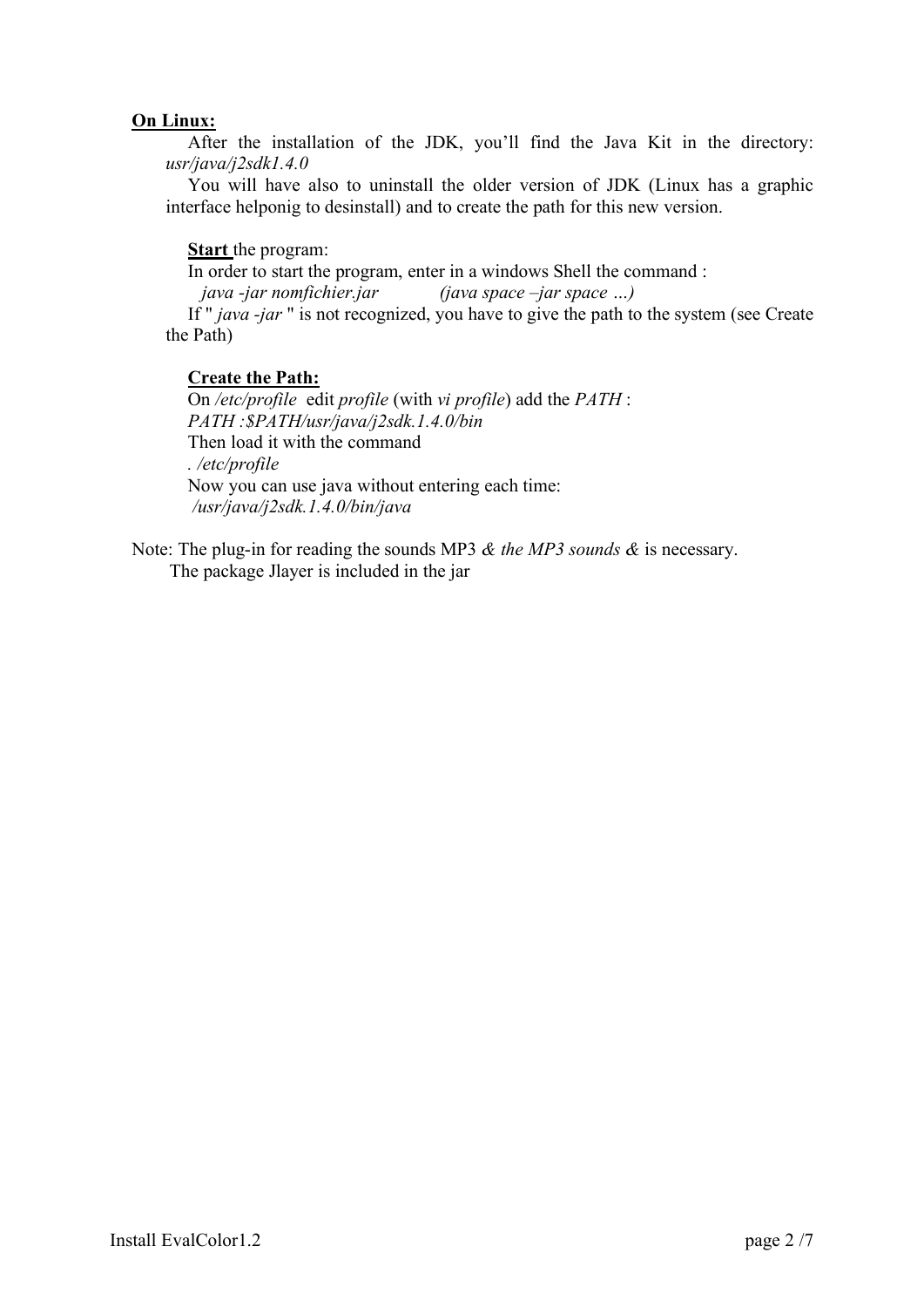**On Linux:**

After the installation of the JDK, you'll find the Java Kit in the directory: *usr/java/j2sdk1.4.0*

You will have also to uninstall the older version of JDK (Linux has a graphic interface helponig to desinstall) and to create the path for this new version.

**Start** the program:

In order to start the program, enter in a windows Shell the command :

*java -jar nomfichier.jar* *(java space –jar space …)*

If " *java -jar* " is not recognized, you have to give the path to the system (see Create the Path)

**Create the Path:**

On */etc/profile* edit *profile* (with *vi profile*) add the *PATH* :

*PATH :$PATH/usr/java/j2sdk.1.4.0/bin*

Then load it with the command

*. /etc/profile*

Now you can use java without entering each time:

*/usr/java/j2sdk.1.4.0/bin/java*

Note: The plug-in for reading the sounds MP3 *& the MP3 sounds &* is necessary.

The package Jlayer is included in the jar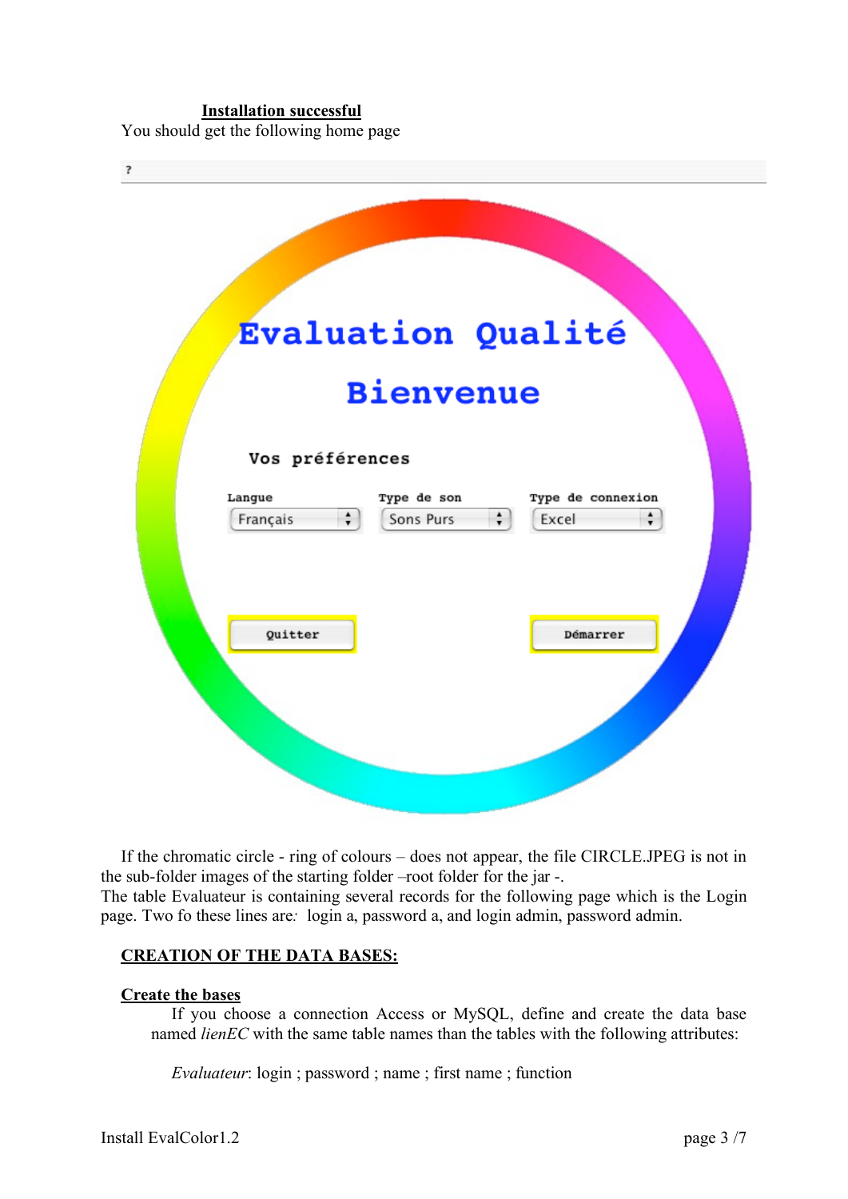**Installation successful**

You should get the following home page

If the chromatic circle - ring of colours – does not appear, the file CIRCLE.JPEG is not in the sub-folder images of the starting folder –root folder for the jar -.

The table Evaluateur is containing several records for the following page which is the Login page. Two fo these lines are*:* login a, password a, and login admin, password admin.

## CREATION OF THE DATA BASES:

### Create the bases

If you choose a connection Access or MySQL, define and create the data base named *lienEC* with the same table names than the tables with the following attributes:

*Evaluateur*: login ; password ; name ; first name ; function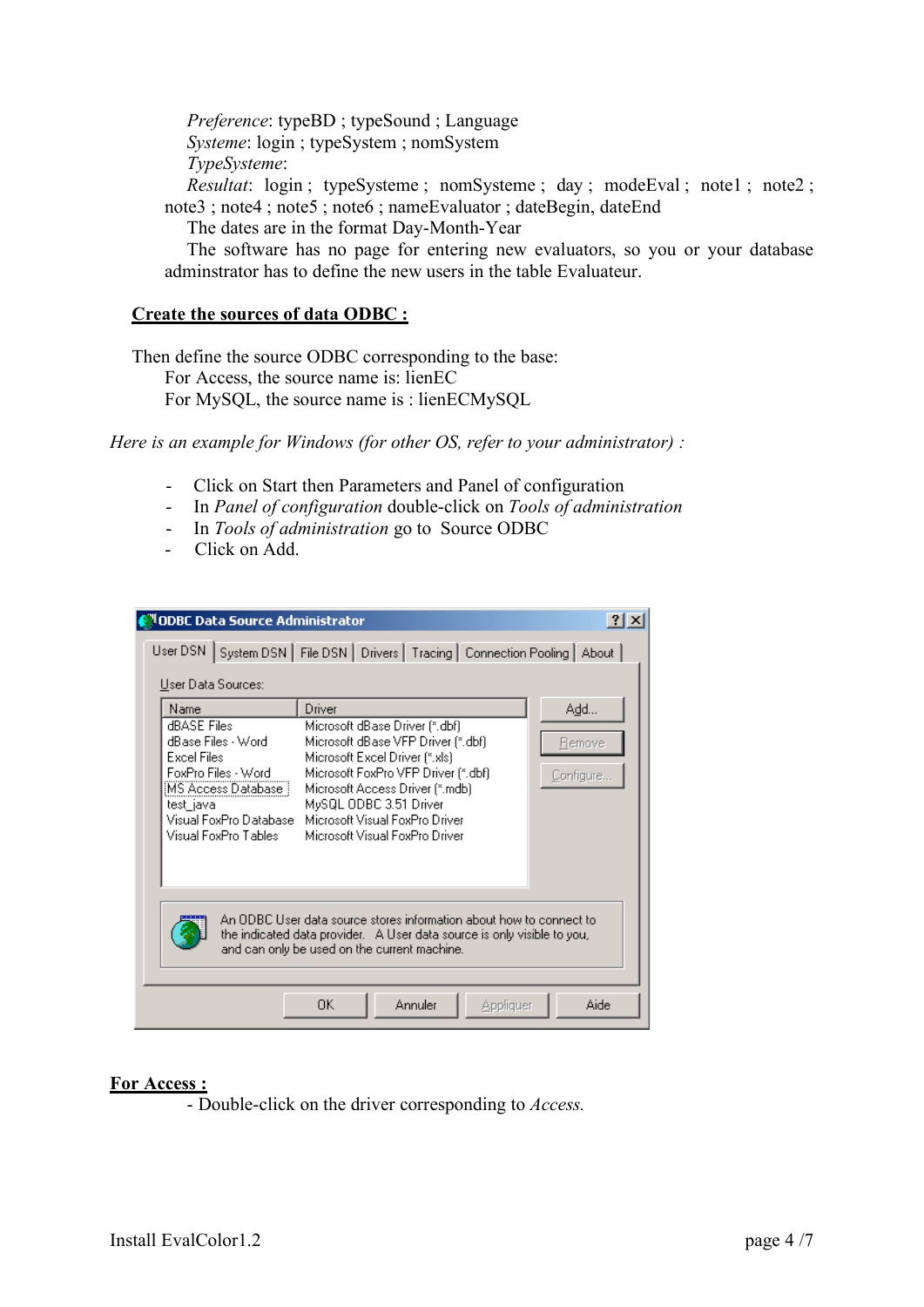*Preference*: typeBD ; typeSound ; Language
*Systeme*: login ; typeSystem ; nomSystem
*TypeSysteme*:
*Resultat*: login ; typeSysteme ; nomSysteme ; day ; modeEval ; note1 ; note2 ; note3 ; note4 ; note5 ; note6 ; nameEvaluator ; dateBegin, dateEnd
The dates are in the format Day-Month-Year
The software has no page for entering new evaluators, so you or your database adminstrator has to define the new users in the table Evaluateur.

## **Create the sources of data ODBC :**

Then define the source ODBC corresponding to the base:
For Access, the source name is: lienEC
For MySQL, the source name is : lienECMySQL

*Here is an example for Windows (for other OS, refer to your administrator) :*

- Click on Start then Parameters and Panel of configuration
- In *Panel of configuration* double-click on *Tools of administration*
- In *Tools of administration* go to Source ODBC
- Click on Add.

ODBC Data Source Administrator

User DSN | System DSN | File DSN | Drivers | Tracing | Connection Pooling | About

User Data Sources:

| Name | Driver |
|---|---|
| dBASE Files | Microsoft dBase Driver (*.dbf) |
| dBase Files - Word | Microsoft dBase VFP Driver (*.dbf) |
| Excel Files | Microsoft Excel Driver (*.xls) |
| FoxPro Files - Word | Microsoft FoxPro VFP Driver (*.dbf) |
| MS Access Database | Microsoft Access Driver (*.mdb) |
| test_java | MySQL ODBC 3.51 Driver |
| Visual FoxPro Database | Microsoft Visual FoxPro Driver |
| Visual FoxPro Tables | Microsoft Visual FoxPro Driver |

Add... Remove Configure...

An ODBC User data source stores information about how to connect to the indicated data provider. A User data source is only visible to you, and can only be used on the current machine.

OK Annuler Appliquer Aide

## **For Access :**

- Double-click on the driver corresponding to *Access.*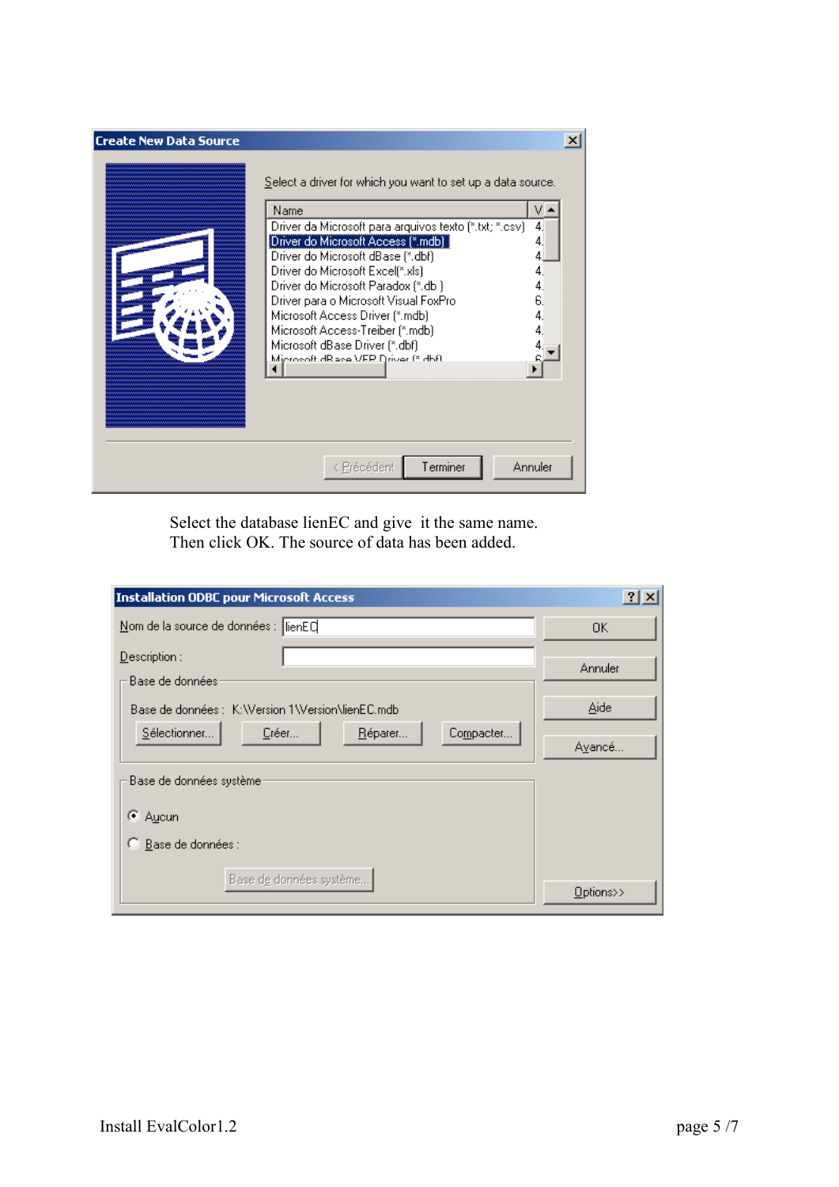**Create New Data Source**

Select a driver for which you want to set up a data source.

| Name | V |
|---|---|
| Driver da Microsoft para arquivos texto (*.txt; *.csv) | 4. |
| Driver do Microsoft Access (*.mdb) | 4. |
| Driver do Microsoft dBase (*.dbf) | 4. |
| Driver do Microsoft Excel(*.xls) | 4. |
| Driver do Microsoft Paradox (*.db ) | 4. |
| Driver para o Microsoft Visual FoxPro | 6. |
| Microsoft Access Driver (*.mdb) | 4. |
| Microsoft Access-Treiber (*.mdb) | 4. |
| Microsoft dBase Driver (*.dbf) | 4. |
| Microsoft dBase VFP Driver (*.dbf) | 6. |

< Précédent | Terminer | Annuler

Select the database lienEC and give it the same name.
Then click OK. The source of data has been added.

**Installation ODBC pour Microsoft Access**

Nom de la source de données : lienEC

Description :

Base de données

Base de données : K:\Version 1\Version\lienEC.mdb

Sélectionner... | Créer... | Réparer... | Compacter...

Base de données système

- Aucun
- Base de données :

Base de données système...

OK | Annuler | Aide | Avancé... | Options>>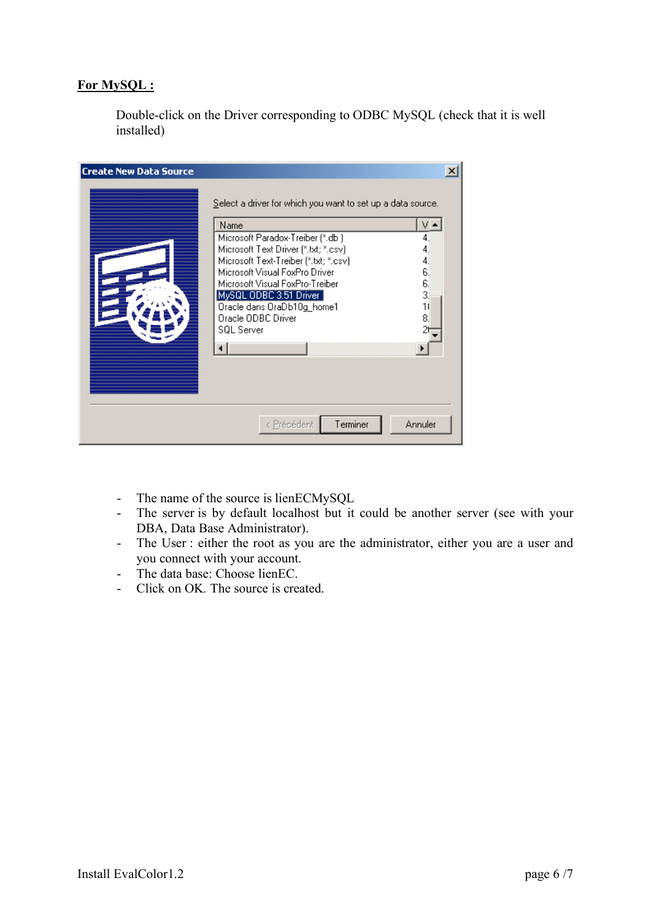**For MySQL :**

Double-click on the Driver corresponding to ODBC MySQL (check that it is well installed)

- The name of the source is lienECMySQL
- The server is by default localhost but it could be another server (see with your DBA, Data Base Administrator).
- The User : either the root as you are the administrator, either you are a user and you connect with your account.
- The data base: Choose lienEC.
- Click on OK. The source is created.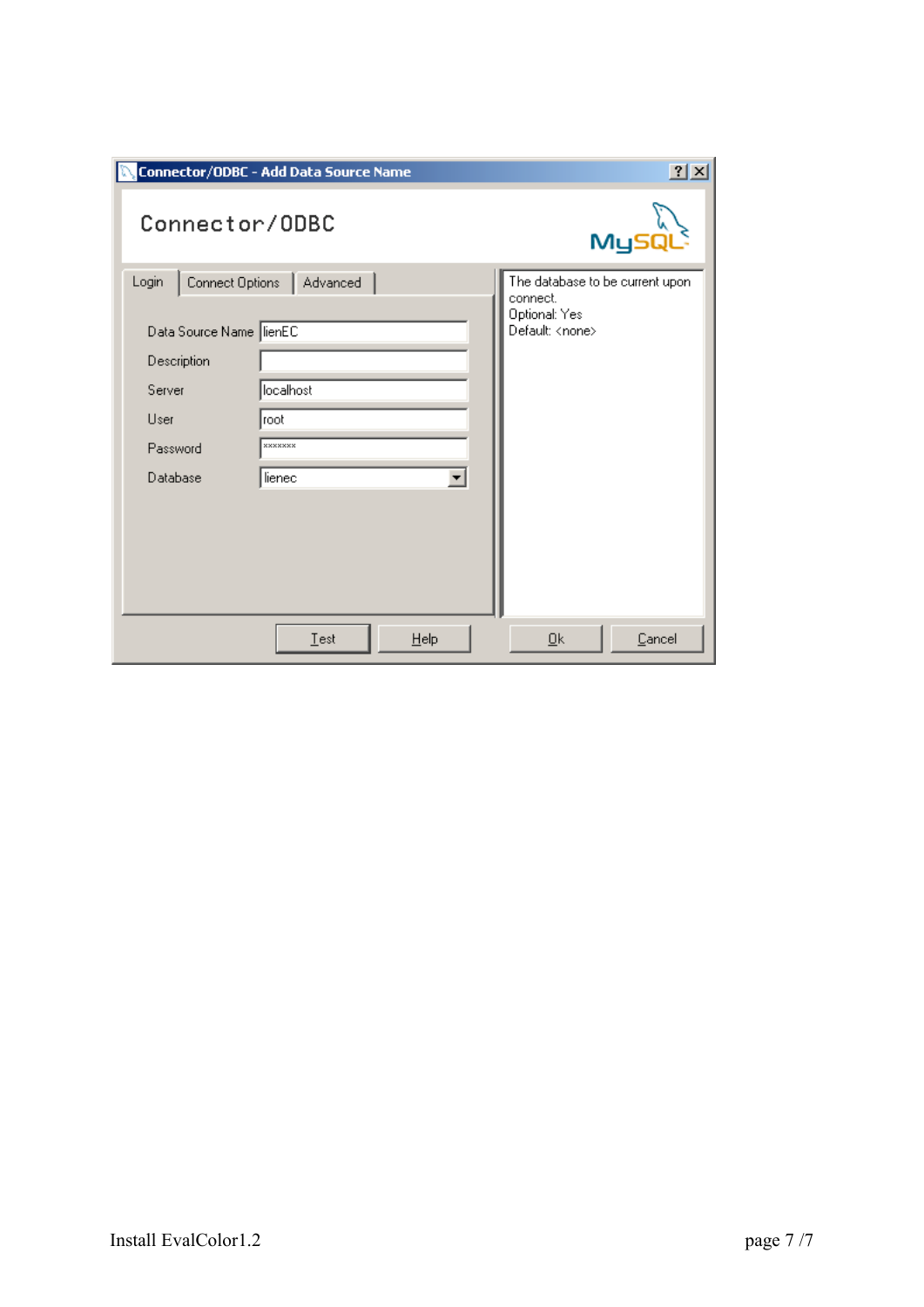**Connector/ODBC - Add Data Source Name**

Connector/ODBC

MySQL

Login | Connect Options | Advanced

| | |
|---|---|
| Data Source Name | lienEC |
| Description | |
| Server | localhost |
| User | root |
| Password | ******* |
| Database | lienec |

The database to be current upon connect.
Optional: Yes
Default: <none>

Test | Help | Ok | Cancel